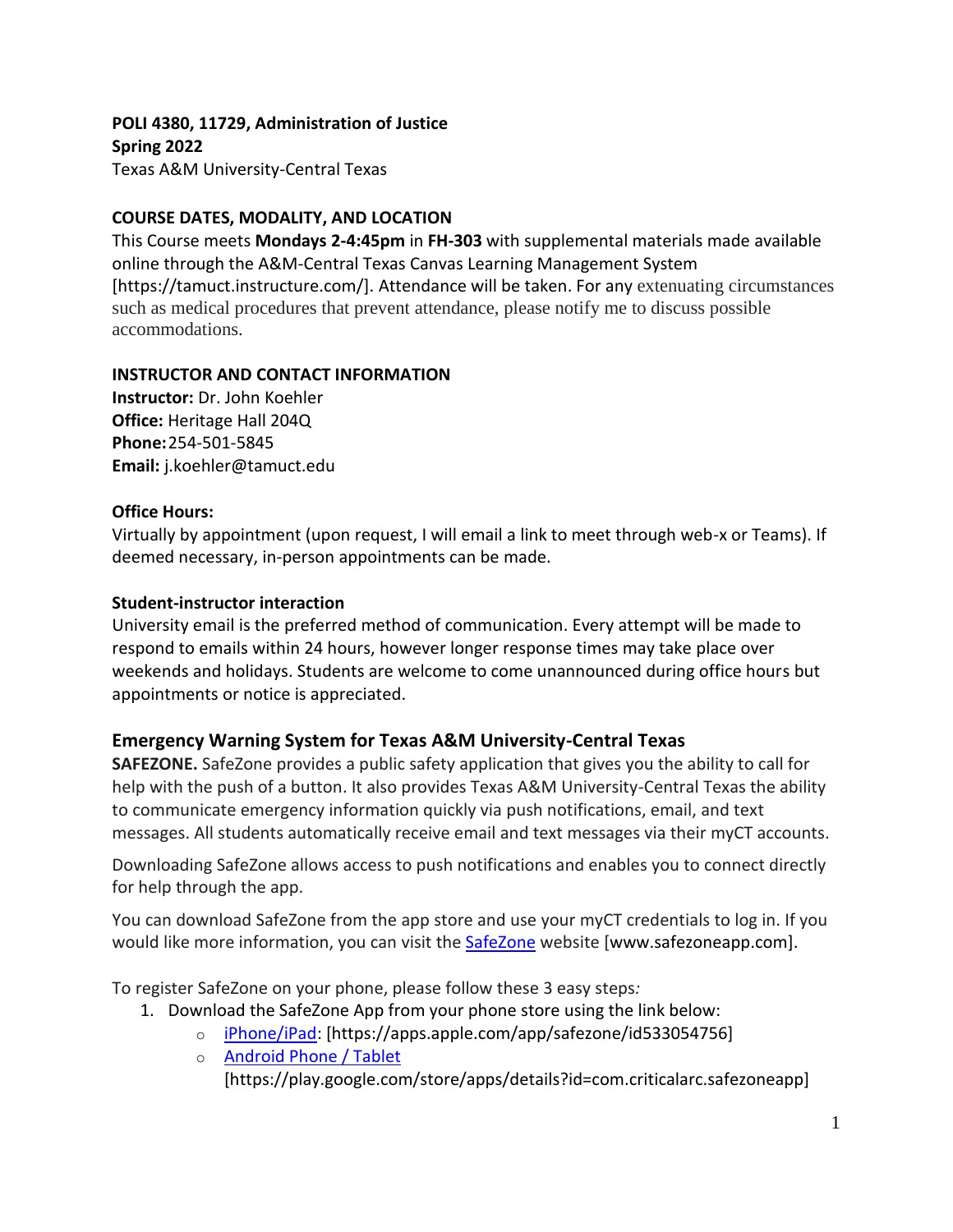**POLI 4380, 11729, Administration of Justice**
**Spring 2022**
Texas A&M University-Central Texas

**COURSE DATES, MODALITY, AND LOCATION**

This Course meets **Mondays 2-4:45pm** in **FH-303** with supplemental materials made available online through the A&M-Central Texas Canvas Learning Management System [https://tamuct.instructure.com/]. Attendance will be taken. For any extenuating circumstances such as medical procedures that prevent attendance, please notify me to discuss possible accommodations.

**INSTRUCTOR AND CONTACT INFORMATION**

**Instructor:** Dr. John Koehler
**Office:** Heritage Hall 204Q
**Phone:** 254-501-5845
**Email:** j.koehler@tamuct.edu

**Office Hours:**

Virtually by appointment (upon request, I will email a link to meet through web-x or Teams). If deemed necessary, in-person appointments can be made.

**Student-instructor interaction**

University email is the preferred method of communication. Every attempt will be made to respond to emails within 24 hours, however longer response times may take place over weekends and holidays. Students are welcome to come unannounced during office hours but appointments or notice is appreciated.

## Emergency Warning System for Texas A&M University-Central Texas

**SAFEZONE.** SafeZone provides a public safety application that gives you the ability to call for help with the push of a button. It also provides Texas A&M University-Central Texas the ability to communicate emergency information quickly via push notifications, email, and text messages. All students automatically receive email and text messages via their myCT accounts.

Downloading SafeZone allows access to push notifications and enables you to connect directly for help through the app.

You can download SafeZone from the app store and use your myCT credentials to log in. If you would like more information, you can visit the SafeZone website [www.safezoneapp.com].

To register SafeZone on your phone, please follow these 3 easy steps*:*

1. Download the SafeZone App from your phone store using the link below:
   - iPhone/iPad: [https://apps.apple.com/app/safezone/id533054756]
   - Android Phone / Tablet [https://play.google.com/store/apps/details?id=com.criticalarc.safezoneapp]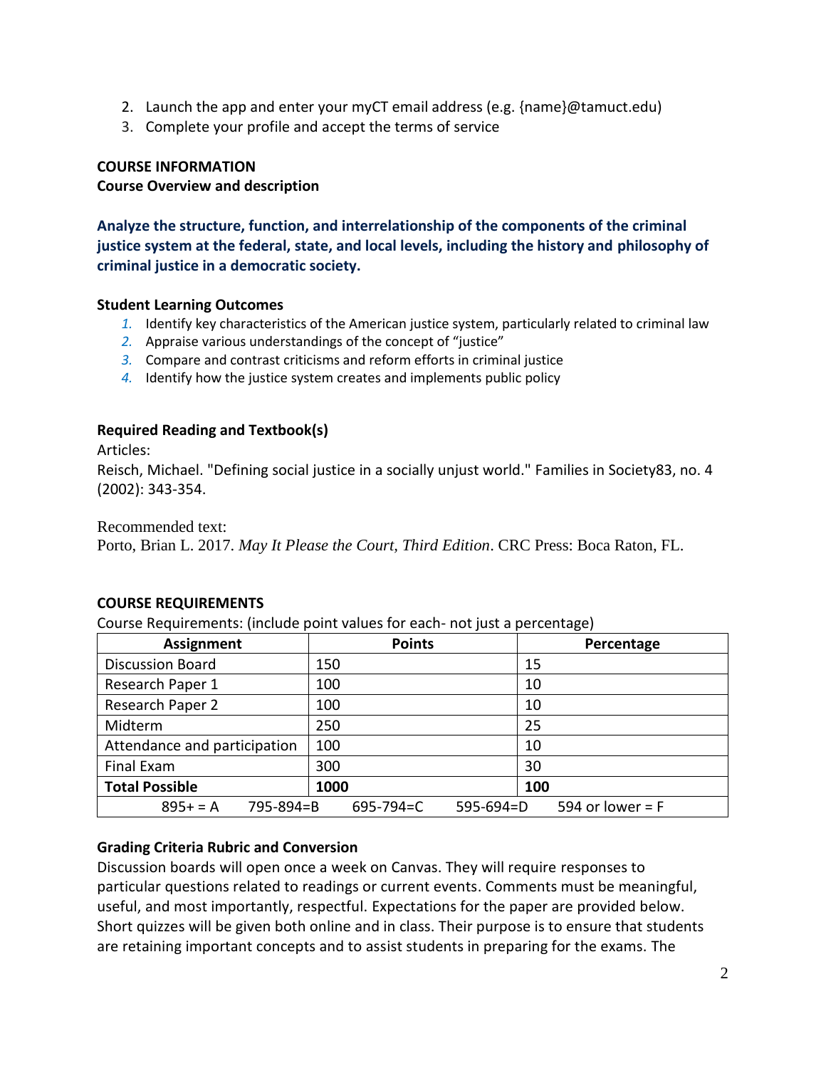2. Launch the app and enter your myCT email address (e.g. {name}@tamuct.edu)
3. Complete your profile and accept the terms of service

**COURSE INFORMATION**

**Course Overview and description**

**Analyze the structure, function, and interrelationship of the components of the criminal justice system at the federal, state, and local levels, including the history and philosophy of criminal justice in a democratic society.**

**Student Learning Outcomes**

1. Identify key characteristics of the American justice system, particularly related to criminal law
2. Appraise various understandings of the concept of "justice"
3. Compare and contrast criticisms and reform efforts in criminal justice
4. Identify how the justice system creates and implements public policy

**Required Reading and Textbook(s)**

Articles:

Reisch, Michael. "Defining social justice in a socially unjust world." Families in Society83, no. 4 (2002): 343-354.

Recommended text:

Porto, Brian L. 2017. *May It Please the Court, Third Edition*. CRC Press: Boca Raton, FL.

**COURSE REQUIREMENTS**

Course Requirements: (include point values for each- not just a percentage)

| Assignment | Points | Percentage |
| --- | --- | --- |
| Discussion Board | 150 | 15 |
| Research Paper 1 | 100 | 10 |
| Research Paper 2 | 100 | 10 |
| Midterm | 250 | 25 |
| Attendance and participation | 100 | 10 |
| Final Exam | 300 | 30 |
| **Total Possible** | **1000** | **100** |
| 895+ = A  795-894=B | 695-794=C  595-694=D | 594 or lower = F |

**Grading Criteria Rubric and Conversion**

Discussion boards will open once a week on Canvas. They will require responses to particular questions related to readings or current events. Comments must be meaningful, useful, and most importantly, respectful. Expectations for the paper are provided below. Short quizzes will be given both online and in class. Their purpose is to ensure that students are retaining important concepts and to assist students in preparing for the exams. The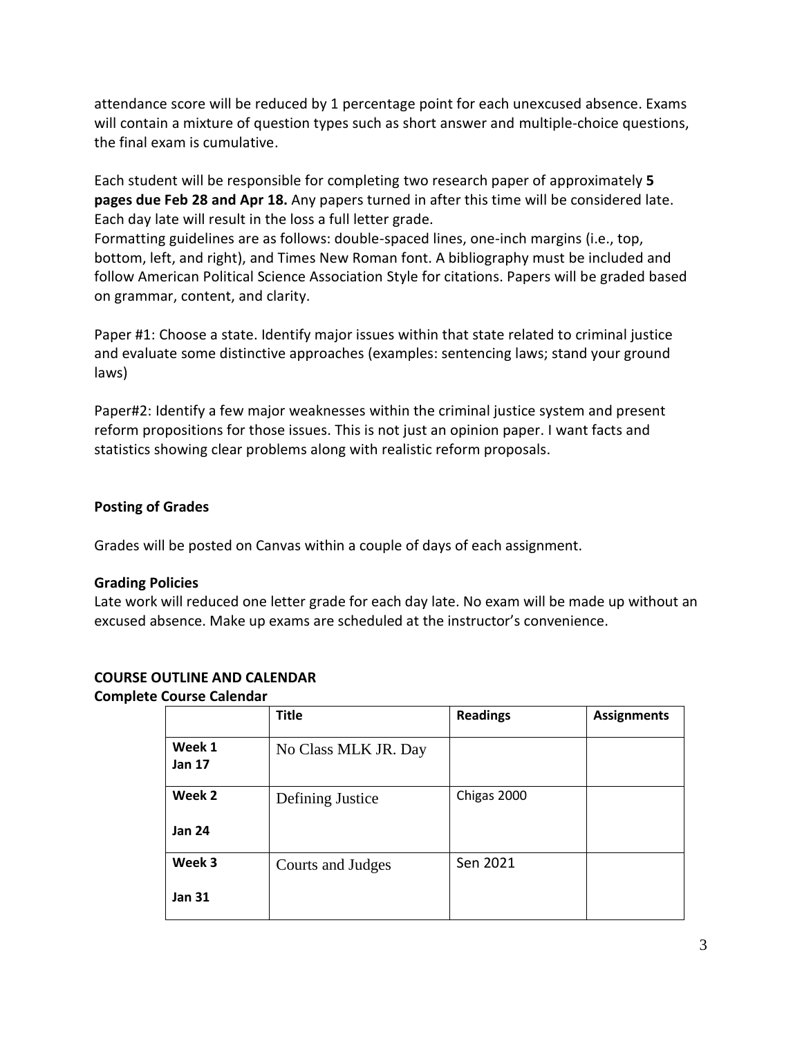attendance score will be reduced by 1 percentage point for each unexcused absence. Exams will contain a mixture of question types such as short answer and multiple-choice questions, the final exam is cumulative.

Each student will be responsible for completing two research paper of approximately **5 pages due Feb 28 and Apr 18.** Any papers turned in after this time will be considered late. Each day late will result in the loss a full letter grade.
Formatting guidelines are as follows: double-spaced lines, one-inch margins (i.e., top, bottom, left, and right), and Times New Roman font. A bibliography must be included and follow American Political Science Association Style for citations. Papers will be graded based on grammar, content, and clarity.

Paper #1: Choose a state. Identify major issues within that state related to criminal justice and evaluate some distinctive approaches (examples: sentencing laws; stand your ground laws)

Paper#2: Identify a few major weaknesses within the criminal justice system and present reform propositions for those issues. This is not just an opinion paper. I want facts and statistics showing clear problems along with realistic reform proposals.

**Posting of Grades**

Grades will be posted on Canvas within a couple of days of each assignment.

**Grading Policies**
Late work will reduced one letter grade for each day late. No exam will be made up without an excused absence. Make up exams are scheduled at the instructor's convenience.

**COURSE OUTLINE AND CALENDAR**
**Complete Course Calendar**

| | Title | Readings | Assignments |
|---|---|---|---|
| **Week 1 Jan 17** | No Class MLK JR. Day | | |
| **Week 2 Jan 24** | Defining Justice | Chigas 2000 | |
| **Week 3 Jan 31** | Courts and Judges | Sen 2021 | |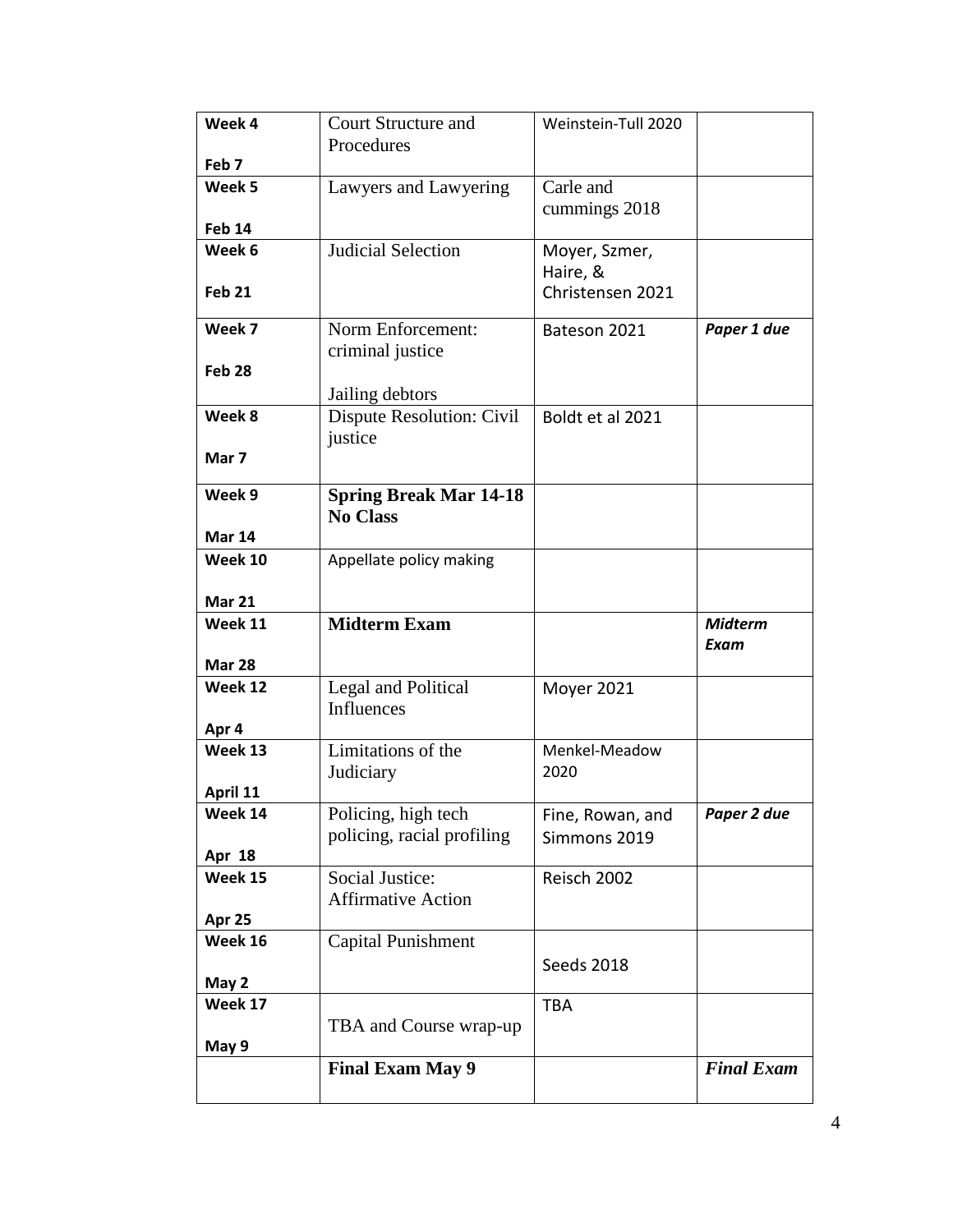| **Week 4**<br><br>**Feb 7** | Court Structure and Procedures | Weinstein-Tull 2020 | |
|---|---|---|---|
| **Week 5**<br><br>**Feb 14** | Lawyers and Lawyering | Carle and cummings 2018 | |
| **Week 6**<br><br>**Feb 21** | Judicial Selection | Moyer, Szmer, Haire, & Christensen 2021 | |
| **Week 7**<br><br>**Feb 28** | Norm Enforcement: criminal justice<br><br>Jailing debtors | Bateson 2021 | ***Paper 1 due*** |
| **Week 8**<br><br>**Mar 7** | Dispute Resolution: Civil justice | Boldt et al 2021 | |
| **Week 9**<br><br>**Mar 14** | **Spring Break Mar 14-18 No Class** | | |
| **Week 10**<br><br>**Mar 21** | Appellate policy making | | |
| **Week 11**<br><br>**Mar 28** | **Midterm Exam** | | ***Midterm Exam*** |
| **Week 12**<br><br>**Apr 4** | Legal and Political Influences | Moyer 2021 | |
| **Week 13**<br><br>**April 11** | Limitations of the Judiciary | Menkel-Meadow 2020 | |
| **Week 14**<br><br>**Apr 18** | Policing, high tech policing, racial profiling | Fine, Rowan, and Simmons 2019 | ***Paper 2 due*** |
| **Week 15**<br><br>**Apr 25** | Social Justice: Affirmative Action | Reisch 2002 | |
| **Week 16**<br><br>**May 2** | Capital Punishment | Seeds 2018 | |
| **Week 17**<br><br>**May 9** | TBA and Course wrap-up | TBA | |
| | **Final Exam May 9** | | ***Final Exam*** |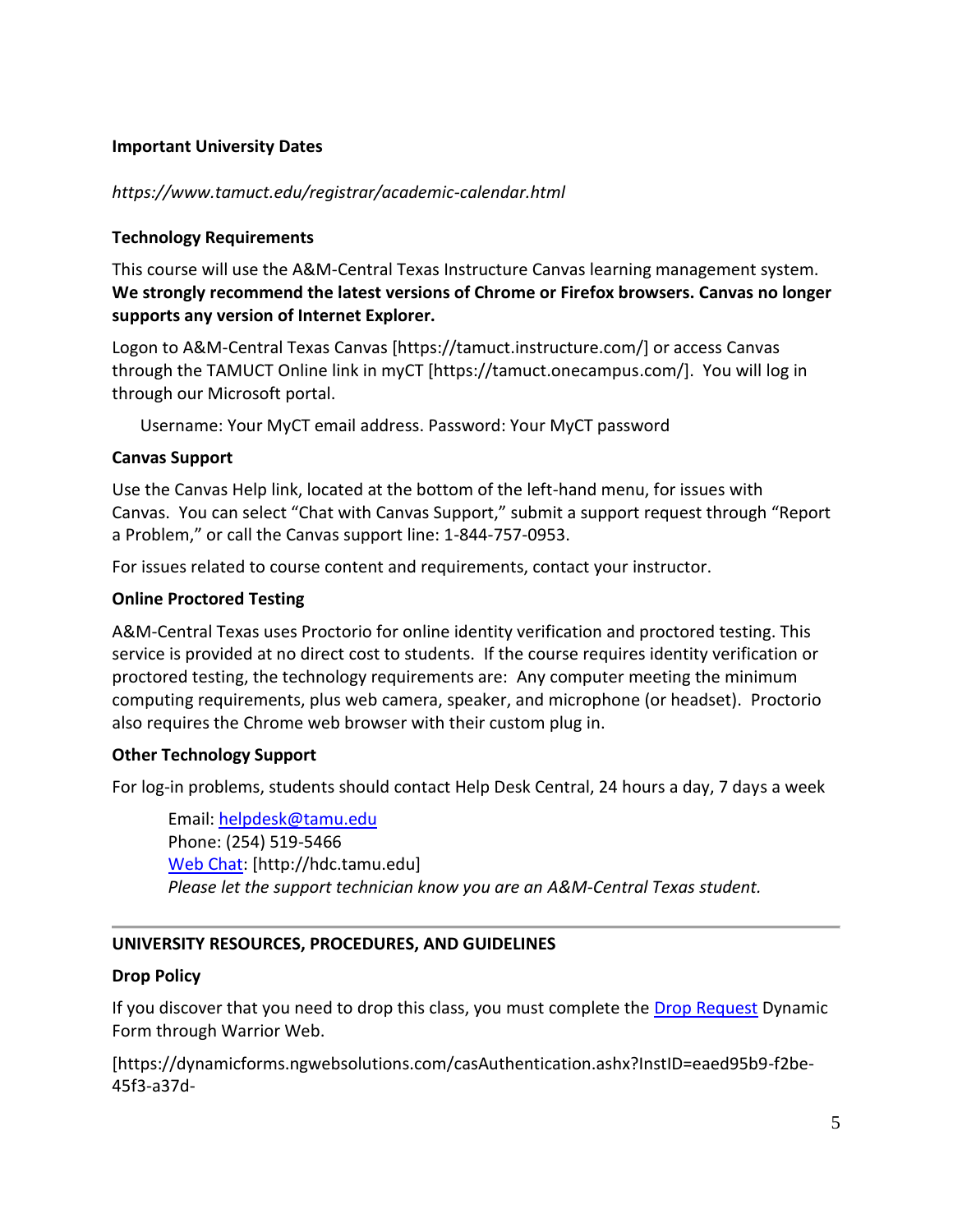**Important University Dates**

*https://www.tamuct.edu/registrar/academic-calendar.html*

**Technology Requirements**

This course will use the A&M-Central Texas Instructure Canvas learning management system. **We strongly recommend the latest versions of Chrome or Firefox browsers. Canvas no longer supports any version of Internet Explorer.**

Logon to A&M-Central Texas Canvas [https://tamuct.instructure.com/] or access Canvas through the TAMUCT Online link in myCT [https://tamuct.onecampus.com/]. You will log in through our Microsoft portal.

Username: Your MyCT email address. Password: Your MyCT password

**Canvas Support**

Use the Canvas Help link, located at the bottom of the left-hand menu, for issues with Canvas. You can select "Chat with Canvas Support," submit a support request through "Report a Problem," or call the Canvas support line: 1-844-757-0953.

For issues related to course content and requirements, contact your instructor.

**Online Proctored Testing**

A&M-Central Texas uses Proctorio for online identity verification and proctored testing. This service is provided at no direct cost to students. If the course requires identity verification or proctored testing, the technology requirements are: Any computer meeting the minimum computing requirements, plus web camera, speaker, and microphone (or headset). Proctorio also requires the Chrome web browser with their custom plug in.

**Other Technology Support**

For log-in problems, students should contact Help Desk Central, 24 hours a day, 7 days a week

Email: helpdesk@tamu.edu
Phone: (254) 519-5466
Web Chat: [http://hdc.tamu.edu]
*Please let the support technician know you are an A&M-Central Texas student.*

---

**UNIVERSITY RESOURCES, PROCEDURES, AND GUIDELINES**

**Drop Policy**

If you discover that you need to drop this class, you must complete the Drop Request Dynamic Form through Warrior Web.

[https://dynamicforms.ngwebsolutions.com/casAuthentication.ashx?InstID=eaed95b9-f2be-45f3-a37d-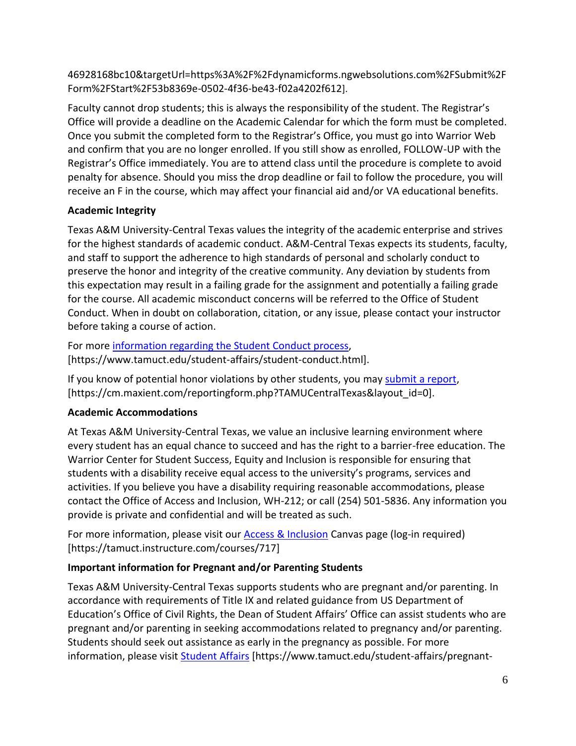46928168bc10&targetUrl=https%3A%2F%2Fdynamicforms.ngwebsolutions.com%2FSubmit%2FForm%2FStart%2F53b8369e-0502-4f36-be43-f02a4202f612].

Faculty cannot drop students; this is always the responsibility of the student. The Registrar's Office will provide a deadline on the Academic Calendar for which the form must be completed. Once you submit the completed form to the Registrar's Office, you must go into Warrior Web and confirm that you are no longer enrolled. If you still show as enrolled, FOLLOW-UP with the Registrar's Office immediately. You are to attend class until the procedure is complete to avoid penalty for absence. Should you miss the drop deadline or fail to follow the procedure, you will receive an F in the course, which may affect your financial aid and/or VA educational benefits.

**Academic Integrity**

Texas A&M University-Central Texas values the integrity of the academic enterprise and strives for the highest standards of academic conduct. A&M-Central Texas expects its students, faculty, and staff to support the adherence to high standards of personal and scholarly conduct to preserve the honor and integrity of the creative community. Any deviation by students from this expectation may result in a failing grade for the assignment and potentially a failing grade for the course. All academic misconduct concerns will be referred to the Office of Student Conduct. When in doubt on collaboration, citation, or any issue, please contact your instructor before taking a course of action.

For more information regarding the Student Conduct process, [https://www.tamuct.edu/student-affairs/student-conduct.html].

If you know of potential honor violations by other students, you may submit a report, [https://cm.maxient.com/reportingform.php?TAMUCentralTexas&layout_id=0].

**Academic Accommodations**

At Texas A&M University-Central Texas, we value an inclusive learning environment where every student has an equal chance to succeed and has the right to a barrier-free education. The Warrior Center for Student Success, Equity and Inclusion is responsible for ensuring that students with a disability receive equal access to the university's programs, services and activities. If you believe you have a disability requiring reasonable accommodations, please contact the Office of Access and Inclusion, WH-212; or call (254) 501-5836. Any information you provide is private and confidential and will be treated as such.

For more information, please visit our Access & Inclusion Canvas page (log-in required) [https://tamuct.instructure.com/courses/717]

**Important information for Pregnant and/or Parenting Students**

Texas A&M University-Central Texas supports students who are pregnant and/or parenting. In accordance with requirements of Title IX and related guidance from US Department of Education's Office of Civil Rights, the Dean of Student Affairs' Office can assist students who are pregnant and/or parenting in seeking accommodations related to pregnancy and/or parenting. Students should seek out assistance as early in the pregnancy as possible. For more information, please visit Student Affairs [https://www.tamuct.edu/student-affairs/pregnant-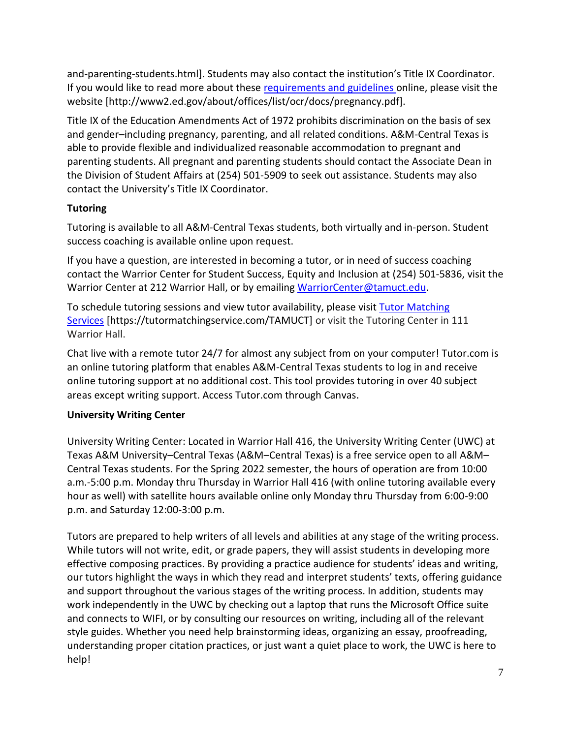and-parenting-students.html]. Students may also contact the institution's Title IX Coordinator. If you would like to read more about these requirements and guidelines online, please visit the website [http://www2.ed.gov/about/offices/list/ocr/docs/pregnancy.pdf].

Title IX of the Education Amendments Act of 1972 prohibits discrimination on the basis of sex and gender–including pregnancy, parenting, and all related conditions. A&M-Central Texas is able to provide flexible and individualized reasonable accommodation to pregnant and parenting students. All pregnant and parenting students should contact the Associate Dean in the Division of Student Affairs at (254) 501-5909 to seek out assistance. Students may also contact the University's Title IX Coordinator.

**Tutoring**

Tutoring is available to all A&M-Central Texas students, both virtually and in-person. Student success coaching is available online upon request.

If you have a question, are interested in becoming a tutor, or in need of success coaching contact the Warrior Center for Student Success, Equity and Inclusion at (254) 501-5836, visit the Warrior Center at 212 Warrior Hall, or by emailing WarriorCenter@tamuct.edu.

To schedule tutoring sessions and view tutor availability, please visit Tutor Matching Services [https://tutormatchingservice.com/TAMUCT] or visit the Tutoring Center in 111 Warrior Hall.

Chat live with a remote tutor 24/7 for almost any subject from on your computer! Tutor.com is an online tutoring platform that enables A&M-Central Texas students to log in and receive online tutoring support at no additional cost. This tool provides tutoring in over 40 subject areas except writing support. Access Tutor.com through Canvas.

**University Writing Center**

University Writing Center: Located in Warrior Hall 416, the University Writing Center (UWC) at Texas A&M University–Central Texas (A&M–Central Texas) is a free service open to all A&M–Central Texas students. For the Spring 2022 semester, the hours of operation are from 10:00 a.m.-5:00 p.m. Monday thru Thursday in Warrior Hall 416 (with online tutoring available every hour as well) with satellite hours available online only Monday thru Thursday from 6:00-9:00 p.m. and Saturday 12:00-3:00 p.m.

Tutors are prepared to help writers of all levels and abilities at any stage of the writing process. While tutors will not write, edit, or grade papers, they will assist students in developing more effective composing practices. By providing a practice audience for students' ideas and writing, our tutors highlight the ways in which they read and interpret students' texts, offering guidance and support throughout the various stages of the writing process. In addition, students may work independently in the UWC by checking out a laptop that runs the Microsoft Office suite and connects to WIFI, or by consulting our resources on writing, including all of the relevant style guides. Whether you need help brainstorming ideas, organizing an essay, proofreading, understanding proper citation practices, or just want a quiet place to work, the UWC is here to help!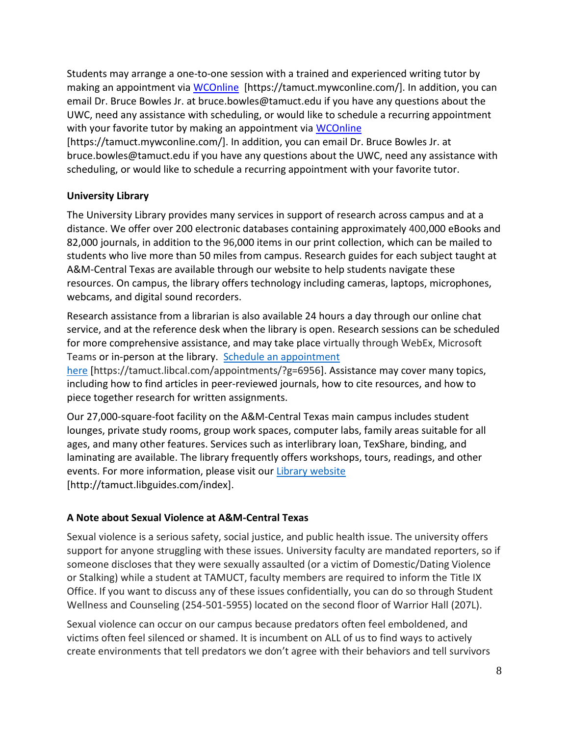Students may arrange a one-to-one session with a trained and experienced writing tutor by making an appointment via [WCOnline](https://tamuct.mywconline.com/) [https://tamuct.mywconline.com/]. In addition, you can email Dr. Bruce Bowles Jr. at bruce.bowles@tamuct.edu if you have any questions about the UWC, need any assistance with scheduling, or would like to schedule a recurring appointment with your favorite tutor by making an appointment via [WCOnline](https://tamuct.mywconline.com/) [https://tamuct.mywconline.com/]. In addition, you can email Dr. Bruce Bowles Jr. at bruce.bowles@tamuct.edu if you have any questions about the UWC, need any assistance with scheduling, or would like to schedule a recurring appointment with your favorite tutor.

**University Library**

The University Library provides many services in support of research across campus and at a distance. We offer over 200 electronic databases containing approximately 400,000 eBooks and 82,000 journals, in addition to the 96,000 items in our print collection, which can be mailed to students who live more than 50 miles from campus. Research guides for each subject taught at A&M-Central Texas are available through our website to help students navigate these resources. On campus, the library offers technology including cameras, laptops, microphones, webcams, and digital sound recorders.

Research assistance from a librarian is also available 24 hours a day through our online chat service, and at the reference desk when the library is open. Research sessions can be scheduled for more comprehensive assistance, and may take place virtually through WebEx, Microsoft Teams or in-person at the library. [Schedule an appointment here](https://tamuct.libcal.com/appointments/?g=6956) [https://tamuct.libcal.com/appointments/?g=6956]. Assistance may cover many topics, including how to find articles in peer-reviewed journals, how to cite resources, and how to piece together research for written assignments.

Our 27,000-square-foot facility on the A&M-Central Texas main campus includes student lounges, private study rooms, group work spaces, computer labs, family areas suitable for all ages, and many other features. Services such as interlibrary loan, TexShare, binding, and laminating are available. The library frequently offers workshops, tours, readings, and other events. For more information, please visit our [Library website](http://tamuct.libguides.com/index) [http://tamuct.libguides.com/index].

**A Note about Sexual Violence at A&M-Central Texas**

Sexual violence is a serious safety, social justice, and public health issue. The university offers support for anyone struggling with these issues. University faculty are mandated reporters, so if someone discloses that they were sexually assaulted (or a victim of Domestic/Dating Violence or Stalking) while a student at TAMUCT, faculty members are required to inform the Title IX Office. If you want to discuss any of these issues confidentially, you can do so through Student Wellness and Counseling (254-501-5955) located on the second floor of Warrior Hall (207L).

Sexual violence can occur on our campus because predators often feel emboldened, and victims often feel silenced or shamed. It is incumbent on ALL of us to find ways to actively create environments that tell predators we don't agree with their behaviors and tell survivors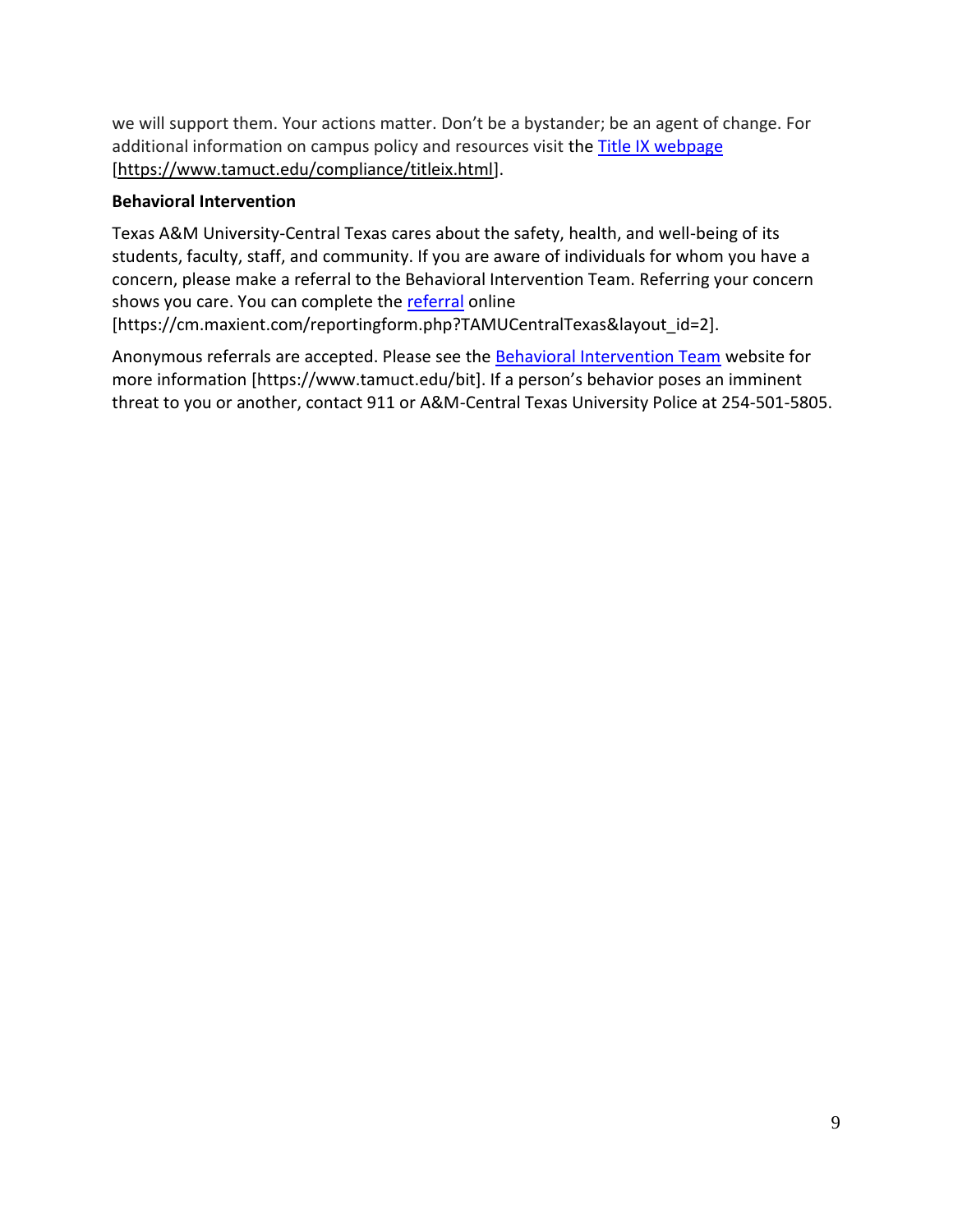we will support them. Your actions matter. Don't be a bystander; be an agent of change. For additional information on campus policy and resources visit the [Title IX webpage](https://www.tamuct.edu/compliance/titleix.html) [https://www.tamuct.edu/compliance/titleix.html].

**Behavioral Intervention**

Texas A&M University-Central Texas cares about the safety, health, and well-being of its students, faculty, staff, and community. If you are aware of individuals for whom you have a concern, please make a referral to the Behavioral Intervention Team. Referring your concern shows you care. You can complete the [referral](https://cm.maxient.com/reportingform.php?TAMUCentralTexas&layout_id=2) online [https://cm.maxient.com/reportingform.php?TAMUCentralTexas&layout_id=2].

Anonymous referrals are accepted. Please see the [Behavioral Intervention Team](https://www.tamuct.edu/bit) website for more information [https://www.tamuct.edu/bit]. If a person's behavior poses an imminent threat to you or another, contact 911 or A&M-Central Texas University Police at 254-501-5805.